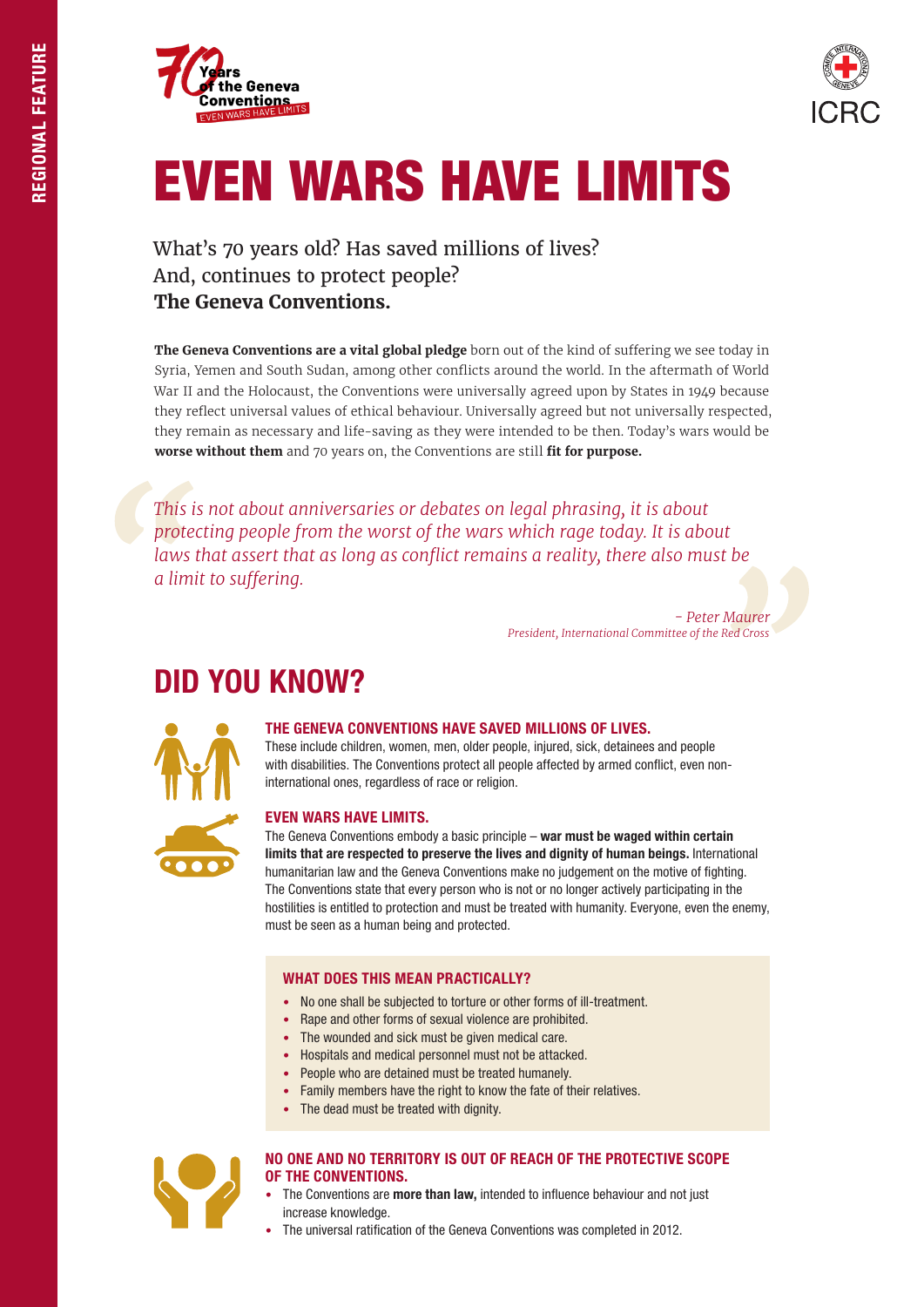REGIONAL FEATURE

70 Years of the Geneva Conventions
EVEN WARS HAVE LIMITS

ICRC

# EVEN WARS HAVE LIMITS

What's 70 years old? Has saved millions of lives?
And, continues to protect people?
**The Geneva Conventions.**

**The Geneva Conventions are a vital global pledge** born out of the kind of suffering we see today in Syria, Yemen and South Sudan, among other conflicts around the world. In the aftermath of World War II and the Holocaust, the Conventions were universally agreed upon by States in 1949 because they reflect universal values of ethical behaviour. Universally agreed but not universally respected, they remain as necessary and life-saving as they were intended to be then. Today's wars would be **worse without them** and 70 years on, the Conventions are still **fit for purpose.**

> *This is not about anniversaries or debates on legal phrasing, it is about protecting people from the worst of the wars which rage today. It is about laws that assert that as long as conflict remains a reality, there also must be a limit to suffering.*
>
> *- Peter Maurer*
> *President, International Committee of the Red Cross*

## DID YOU KNOW?

### THE GENEVA CONVENTIONS HAVE SAVED MILLIONS OF LIVES.

These include children, women, men, older people, injured, sick, detainees and people with disabilities. The Conventions protect all people affected by armed conflict, even non-international ones, regardless of race or religion.

### EVEN WARS HAVE LIMITS.

The Geneva Conventions embody a basic principle – **war must be waged within certain limits that are respected to preserve the lives and dignity of human beings.** International humanitarian law and the Geneva Conventions make no judgement on the motive of fighting. The Conventions state that every person who is not or no longer actively participating in the hostilities is entitled to protection and must be treated with humanity. Everyone, even the enemy, must be seen as a human being and protected.

### WHAT DOES THIS MEAN PRACTICALLY?

- No one shall be subjected to torture or other forms of ill-treatment.
- Rape and other forms of sexual violence are prohibited.
- The wounded and sick must be given medical care.
- Hospitals and medical personnel must not be attacked.
- People who are detained must be treated humanely.
- Family members have the right to know the fate of their relatives.
- The dead must be treated with dignity.

### NO ONE AND NO TERRITORY IS OUT OF REACH OF THE PROTECTIVE SCOPE OF THE CONVENTIONS.

- The Conventions are **more than law,** intended to influence behaviour and not just increase knowledge.
- The universal ratification of the Geneva Conventions was completed in 2012.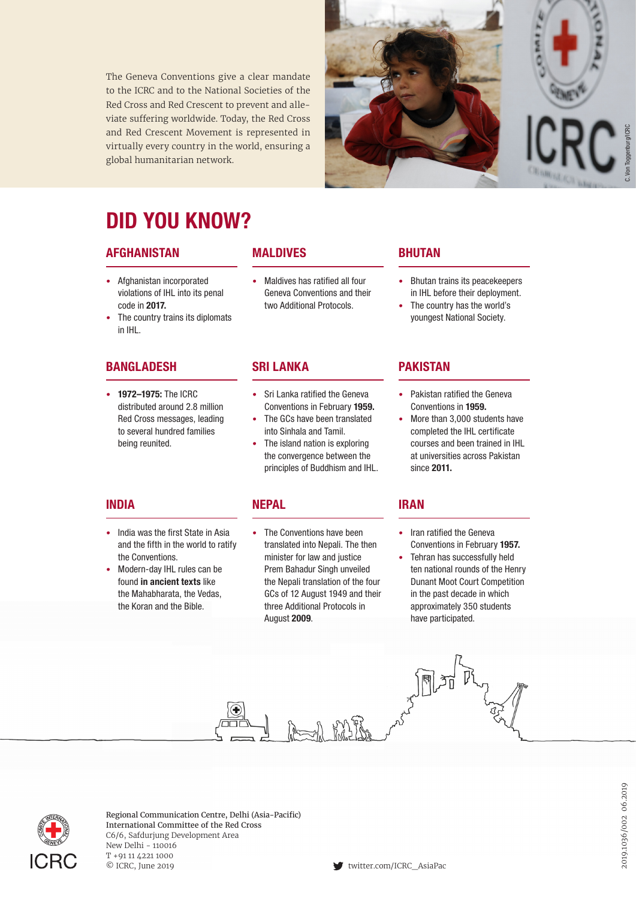The Geneva Conventions give a clear mandate to the ICRC and to the National Societies of the Red Cross and Red Crescent to prevent and alleviate suffering worldwide. Today, the Red Cross and Red Crescent Movement is represented in virtually every country in the world, ensuring a global humanitarian network.

C. Von Toggenburg/ICRC

# DID YOU KNOW?

## AFGHANISTAN

- Afghanistan incorporated violations of IHL into its penal code in **2017.**
- The country trains its diplomats in IHL.

## MALDIVES

- Maldives has ratified all four Geneva Conventions and their two Additional Protocols.

## BHUTAN

- Bhutan trains its peacekeepers in IHL before their deployment.
- The country has the world's youngest National Society.

## BANGLADESH

- **1972–1975:** The ICRC distributed around 2.8 million Red Cross messages, leading to several hundred families being reunited.

## SRI LANKA

- Sri Lanka ratified the Geneva Conventions in February **1959.**
- The GCs have been translated into Sinhala and Tamil.
- The island nation is exploring the convergence between the principles of Buddhism and IHL.

## PAKISTAN

- Pakistan ratified the Geneva Conventions in **1959.**
- More than 3,000 students have completed the IHL certificate courses and been trained in IHL at universities across Pakistan since **2011.**

## INDIA

- India was the first State in Asia and the fifth in the world to ratify the Conventions.
- Modern-day IHL rules can be found **in ancient texts** like the Mahabharata, the Vedas, the Koran and the Bible.

## NEPAL

- The Conventions have been translated into Nepali. The then minister for law and justice Prem Bahadur Singh unveiled the Nepali translation of the four GCs of 12 August 1949 and their three Additional Protocols in August **2009**.

## IRAN

- Iran ratified the Geneva Conventions in February **1957.**
- Tehran has successfully held ten national rounds of the Henry Dunant Moot Court Competition in the past decade in which approximately 350 students have participated.

Regional Communication Centre, Delhi (Asia-Pacific)
International Committee of the Red Cross
C6/6, Safdurjung Development Area
New Delhi - 110016
T +91 11 4221 1000
© ICRC, June 2019

twitter.com/ICRC_AsiaPac

2019.1036/002 06.2019